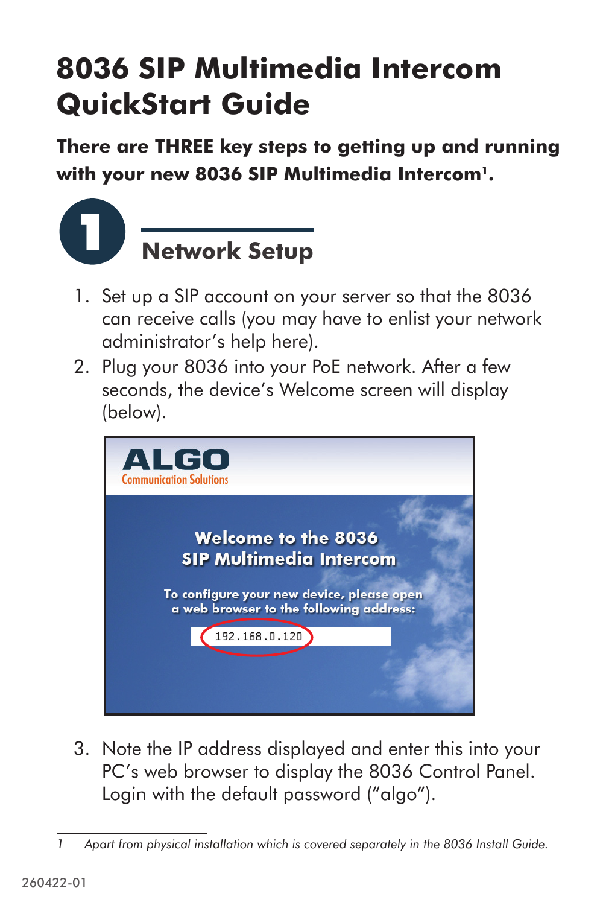# 8036 SIP Multimedia Intercom QuickStart Guide

**There are THREE key steps to getting up and running with your new 8036 SIP Multimedia Intercom[1].**

## 1 Network Setup

1. Set up a SIP account on your server so that the 8036 can receive calls (you may have to enlist your network administrator's help here).
2. Plug your 8036 into your PoE network. After a few seconds, the device's Welcome screen will display (below).

3. Note the IP address displayed and enter this into your PC's web browser to display the 8036 Control Panel. Login with the default password ("algo").

---

1 *Apart from physical installation which is covered separately in the 8036 Install Guide.*

260422-01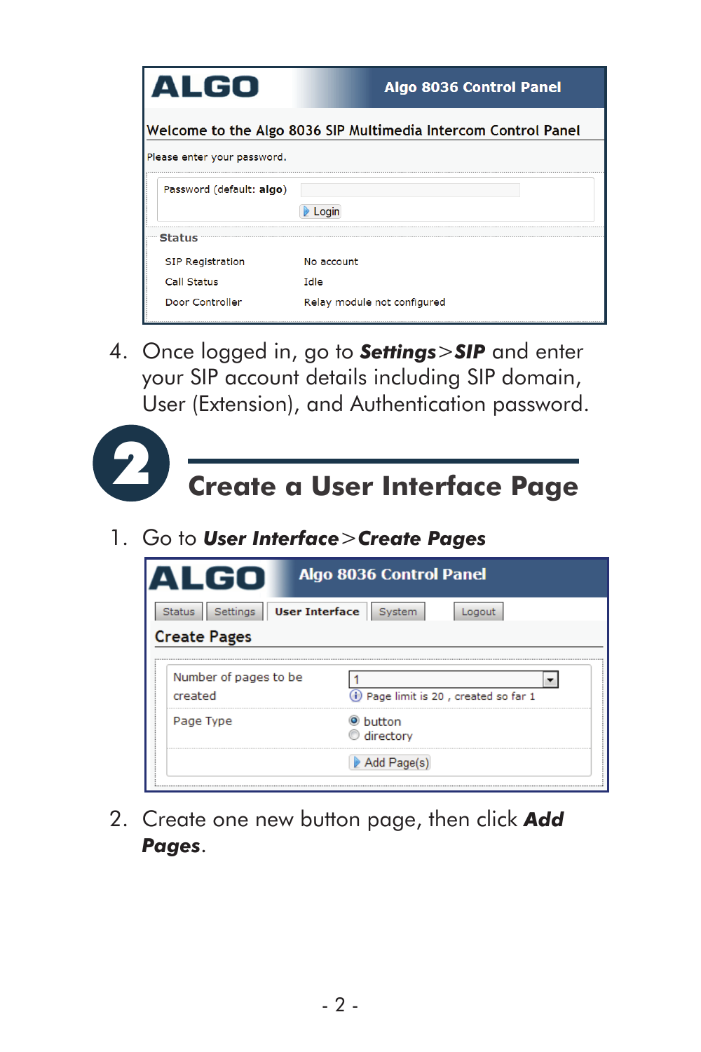**ALGO** — Algo 8036 Control Panel

Welcome to the Algo 8036 SIP Multimedia Intercom Control Panel

Please enter your password.

Password (default: **algo**)

Login

**Status**

| | |
|---|---|
| SIP Registration | No account |
| Call Status | Idle |
| Door Controller | Relay module not configured |

4. Once logged in, go to ***Settings*** > ***SIP*** and enter your SIP account details including SIP domain, User (Extension), and Authentication password.

## 2 Create a User Interface Page

1. Go to ***User Interface*** > ***Create Pages***

**ALGO** — Algo 8036 Control Panel

Status | Settings | **User Interface** | System | Logout

**Create Pages**

| | |
|---|---|
| Number of pages to be created | 1<br>Page limit is 20 , created so far 1 |
| Page Type | ◉ button<br>○ directory |
| | Add Page(s) |

2. Create one new button page, then click ***Add Pages***.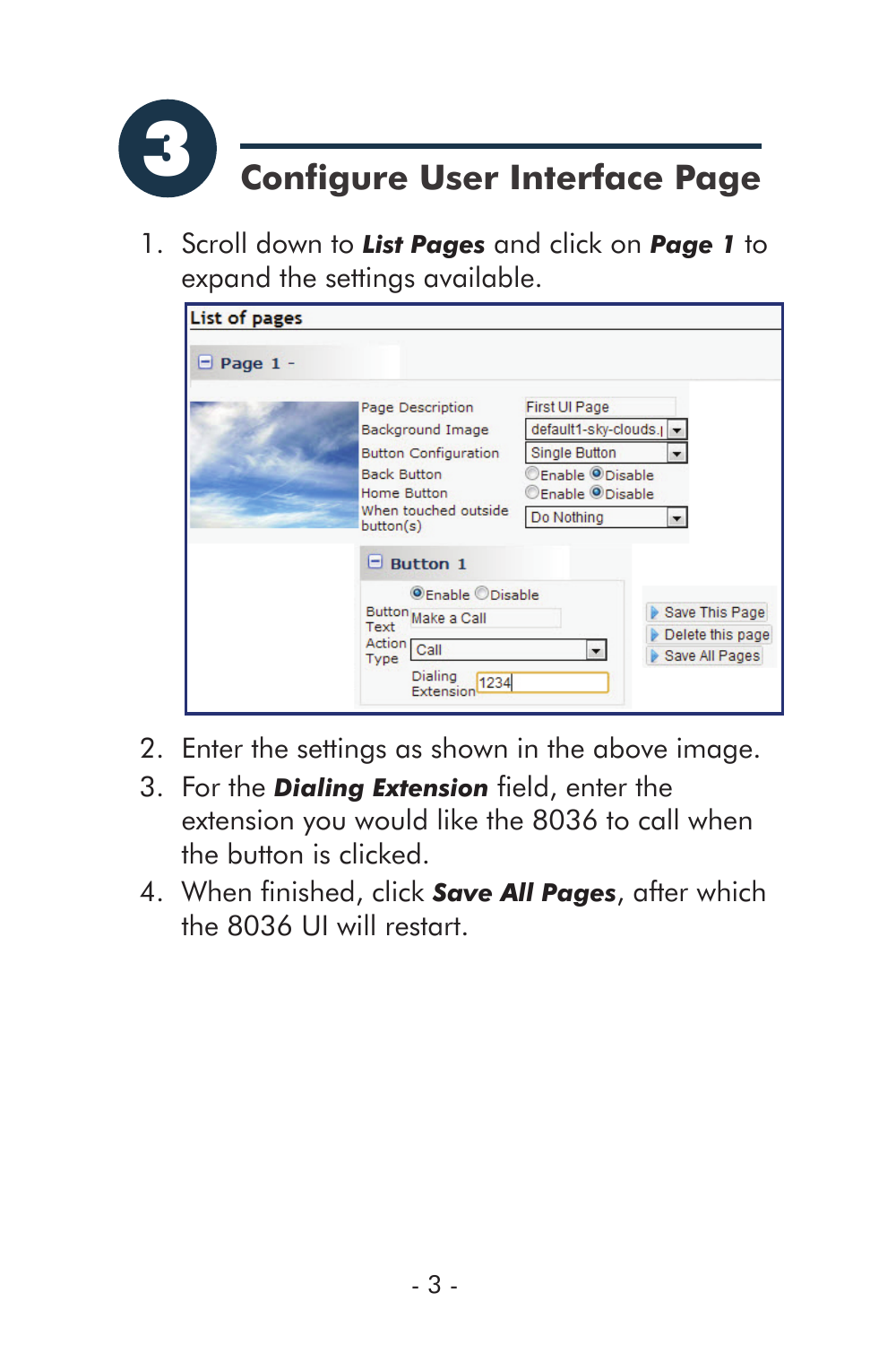# 3 Configure User Interface Page

1. Scroll down to ***List Pages*** and click on ***Page 1*** to expand the settings available.
2. Enter the settings as shown in the above image.
3. For the ***Dialing Extension*** field, enter the extension you would like the 8036 to call when the button is clicked.
4. When finished, click ***Save All Pages***, after which the 8036 UI will restart.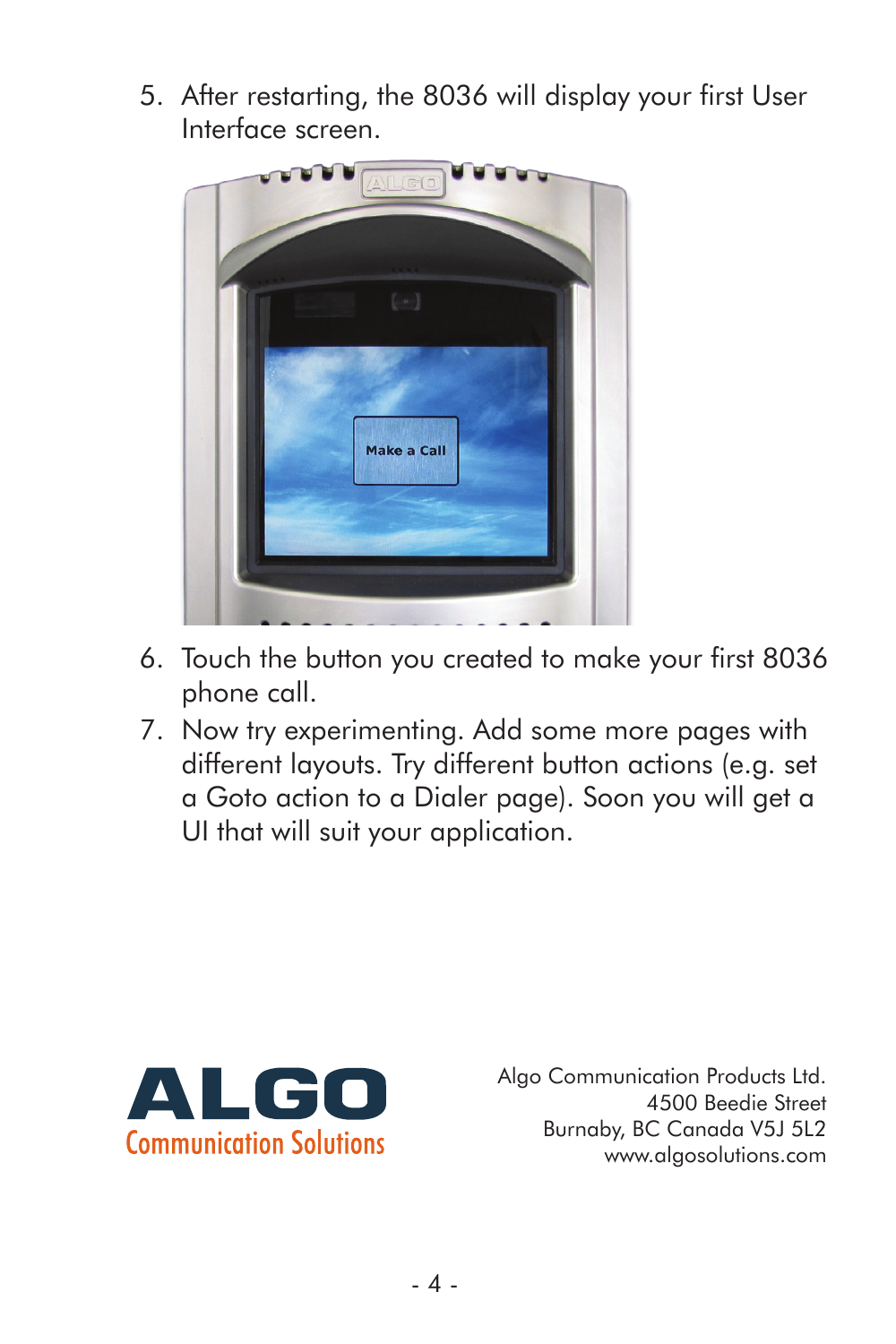5. After restarting, the 8036 will display your first User Interface screen.

6. Touch the button you created to make your first 8036 phone call.
7. Now try experimenting. Add some more pages with different layouts. Try different button actions (e.g. set a Goto action to a Dialer page). Soon you will get a UI that will suit your application.

ALGO
Communication Solutions

Algo Communication Products Ltd.
4500 Beedie Street
Burnaby, BC Canada V5J 5L2
www.algosolutions.com